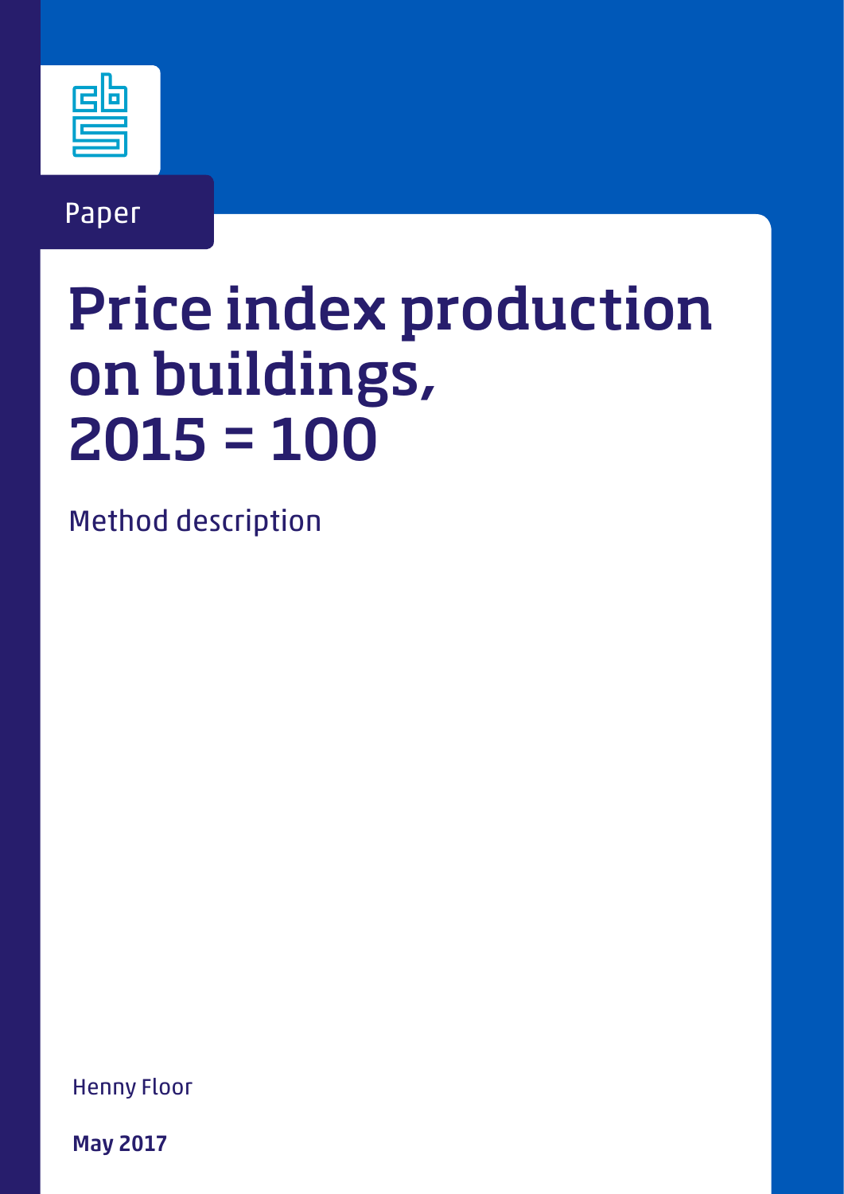Paper

# Price index production on buildings, 2015 = 100

Method description

Henny Floor

**May 2017**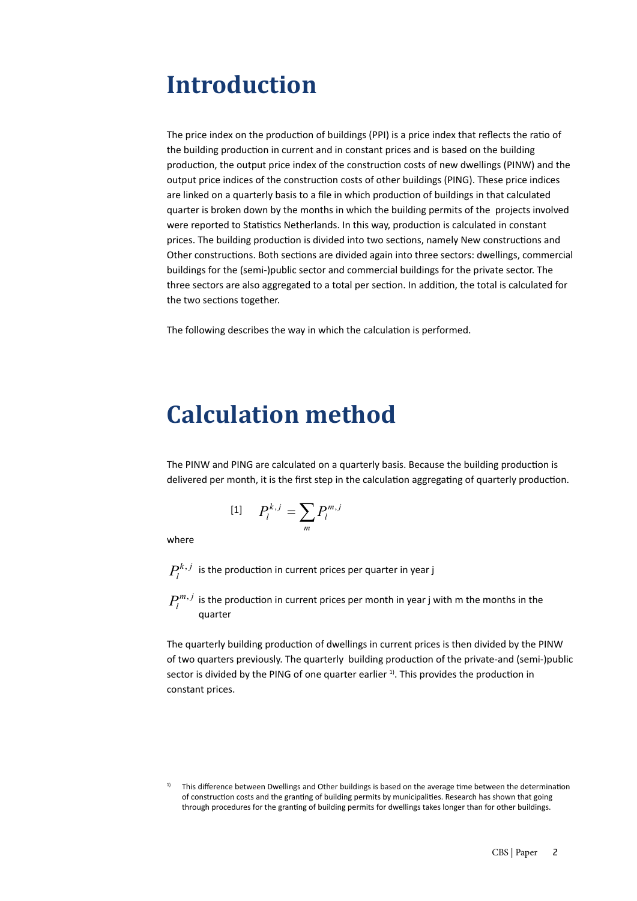# Introduction

The price index on the production of buildings (PPI) is a price index that reflects the ratio of the building production in current and in constant prices and is based on the building production, the output price index of the construction costs of new dwellings (PINW) and the output price indices of the construction costs of other buildings (PING). These price indices are linked on a quarterly basis to a file in which production of buildings in that calculated quarter is broken down by the months in which the building permits of the projects involved were reported to Statistics Netherlands. In this way, production is calculated in constant prices. The building production is divided into two sections, namely New constructions and Other constructions. Both sections are divided again into three sectors: dwellings, commercial buildings for the (semi-)public sector and commercial buildings for the private sector. The three sectors are also aggregated to a total per section. In addition, the total is calculated for the two sections together.

The following describes the way in which the calculation is performed.

# Calculation method

The PINW and PING are calculated on a quarterly basis. Because the building production is delivered per month, it is the first step in the calculation aggregating of quarterly production.

$$[1] \quad P_l^{k,j} = \sum_m P_l^{m,j}$$

where

$P_l^{k,j}$ is the production in current prices per quarter in year j

$P_l^{m,j}$ is the production in current prices per month in year j with m the months in the quarter

The quarterly building production of dwellings in current prices is then divided by the PINW of two quarters previously. The quarterly building production of the private-and (semi-)public sector is divided by the PING of one quarter earlier [1]. This provides the production in constant prices.

[1] This difference between Dwellings and Other buildings is based on the average time between the determination of construction costs and the granting of building permits by municipalities. Research has shown that going through procedures for the granting of building permits for dwellings takes longer than for other buildings.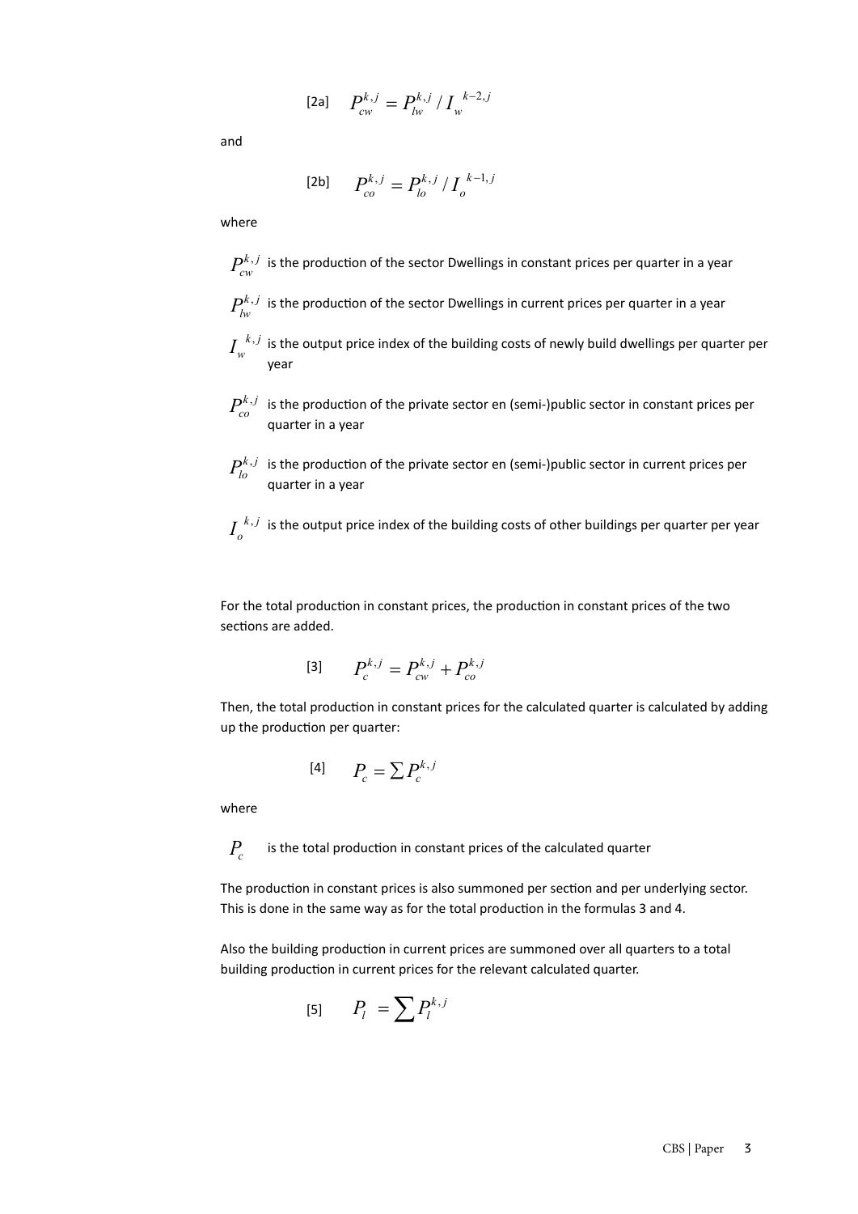$$[2a] \quad P_{cw}^{k,j} = P_{lw}^{k,j} / I_{w}^{\;k-2,j}$$

and

$$[2b] \quad P_{co}^{k,j} = P_{lo}^{k,j} / I_{o}^{\;k-1,j}$$

where

$P_{cw}^{k,j}$ is the production of the sector Dwellings in constant prices per quarter in a year

$P_{lw}^{k,j}$ is the production of the sector Dwellings in current prices per quarter in a year

$I_{w}^{\;k,j}$ is the output price index of the building costs of newly build dwellings per quarter per year

$P_{co}^{k,j}$ is the production of the private sector en (semi-)public sector in constant prices per quarter in a year

$P_{lo}^{k,j}$ is the production of the private sector en (semi-)public sector in current prices per quarter in a year

$I_{o}^{\;k,j}$ is the output price index of the building costs of other buildings per quarter per year

For the total production in constant prices, the production in constant prices of the two sections are added.

$$[3] \quad P_{c}^{k,j} = P_{cw}^{k,j} + P_{co}^{k,j}$$

Then, the total production in constant prices for the calculated quarter is calculated by adding up the production per quarter:

$$[4] \quad P_{c} = \sum P_{c}^{k,j}$$

where

$P_{c}$ is the total production in constant prices of the calculated quarter

The production in constant prices is also summoned per section and per underlying sector. This is done in the same way as for the total production in the formulas 3 and 4.

Also the building production in current prices are summoned over all quarters to a total building production in current prices for the relevant calculated quarter.

$$[5] \quad P_{l} = \sum P_{l}^{k,j}$$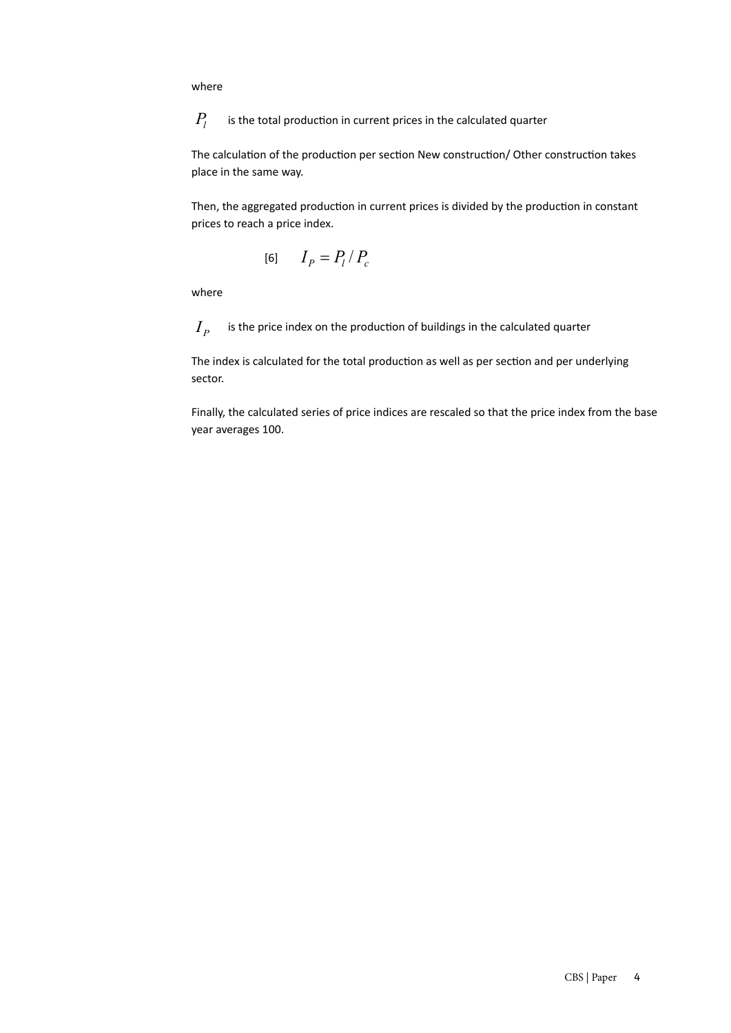where

$P_l$ is the total production in current prices in the calculated quarter

The calculation of the production per section New construction/ Other construction takes place in the same way.

Then, the aggregated production in current prices is divided by the production in constant prices to reach a price index.

$$[6] \quad I_P = P_l / P_c$$

where

$I_P$ is the price index on the production of buildings in the calculated quarter

The index is calculated for the total production as well as per section and per underlying sector.

Finally, the calculated series of price indices are rescaled so that the price index from the base year averages 100.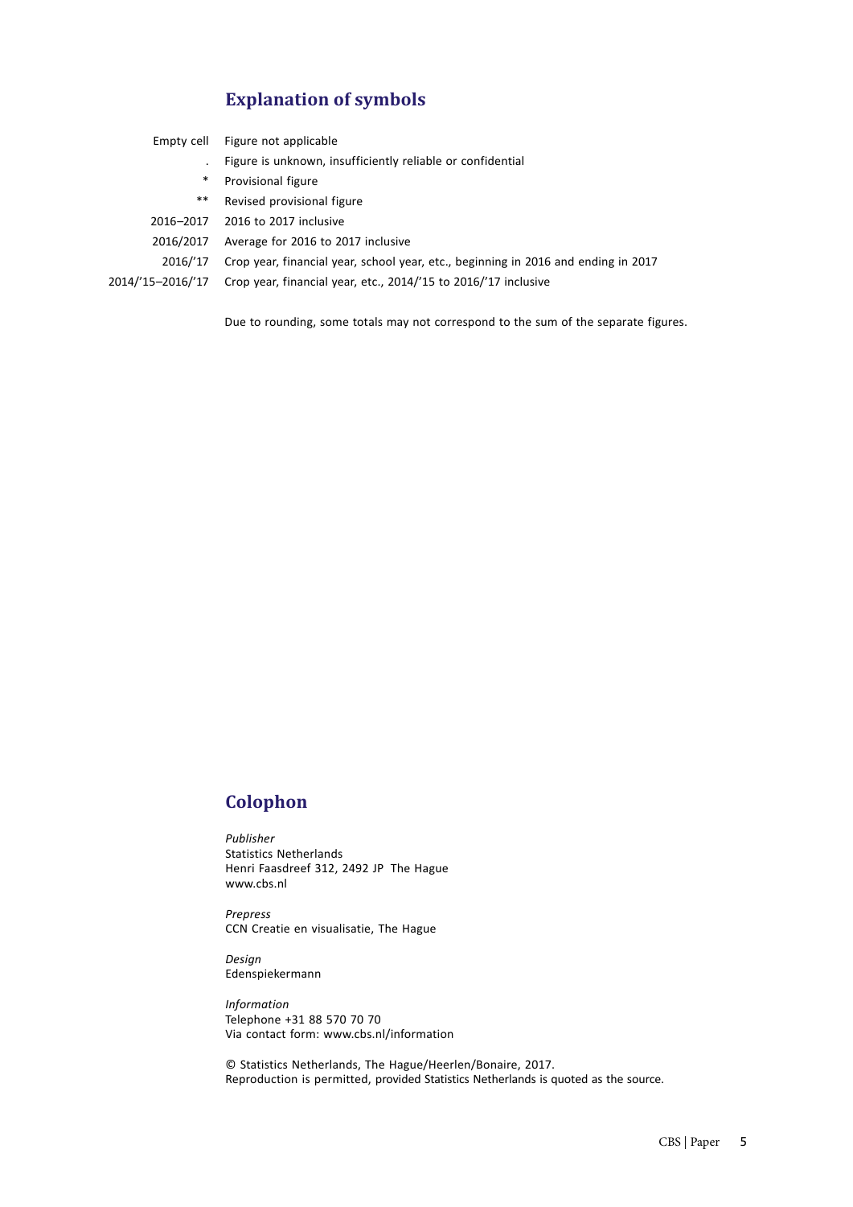## Explanation of symbols

| | |
|---|---|
| Empty cell | Figure not applicable |
| . | Figure is unknown, insufficiently reliable or confidential |
| * | Provisional figure |
| ** | Revised provisional figure |
| 2016–2017 | 2016 to 2017 inclusive |
| 2016/2017 | Average for 2016 to 2017 inclusive |
| 2016/’17 | Crop year, financial year, school year, etc., beginning in 2016 and ending in 2017 |
| 2014/’15–2016/’17 | Crop year, financial year, etc., 2014/’15 to 2016/’17 inclusive |

Due to rounding, some totals may not correspond to the sum of the separate figures.

## Colophon

*Publisher*
Statistics Netherlands
Henri Faasdreef 312, 2492 JP The Hague
www.cbs.nl

*Prepress*
CCN Creatie en visualisatie, The Hague

*Design*
Edenspiekermann

*Information*
Telephone +31 88 570 70 70
Via contact form: www.cbs.nl/information

© Statistics Netherlands, The Hague/Heerlen/Bonaire, 2017.
Reproduction is permitted, provided Statistics Netherlands is quoted as the source.